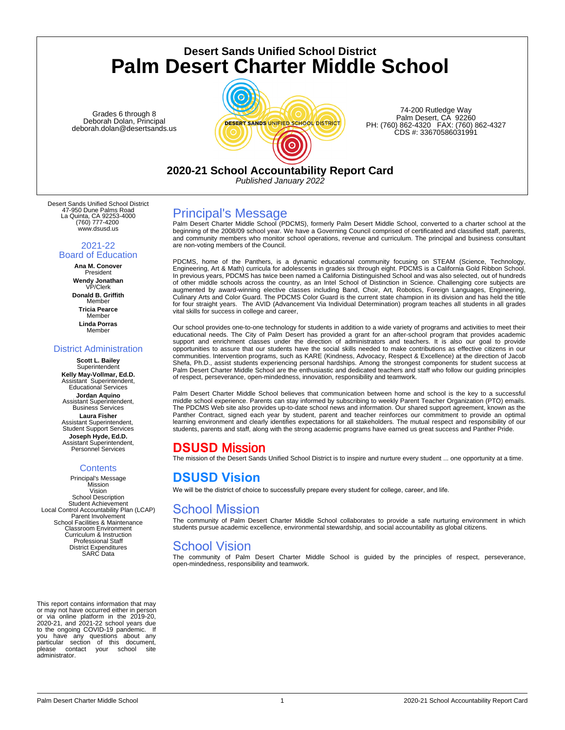# Desert Sands Unified School District
# Palm Desert Charter Middle School

Grades 6 through 8
Deborah Dolan, Principal
deborah.dolan@desertsands.us

74-200 Rutledge Way
Palm Desert, CA 92260
PH: (760) 862-4320 FAX: (760) 862-4327
CDS #: 33670586031991

## 2020-21 School Accountability Report Card
*Published January 2022*

Desert Sands Unified School District
47-950 Dune Palms Road
La Quinta, CA 92253-4000
(760) 777-4200
www.dsusd.us

### 2021-22 Board of Education

**Ana M. Conover**
President

**Wendy Jonathan**
VP/Clerk

**Donald B. Griffith**
Member

**Tricia Pearce**
Member

**Linda Porras**
Member

### District Administration

**Scott L. Bailey**
Superintendent

**Kelly May-Vollmar, Ed.D.**
Assistant Superintendent, Educational Services

**Jordan Aquino**
Assistant Superintendent, Business Services

**Laura Fisher**
Assistant Superintendent, Student Support Services

**Joseph Hyde, Ed.D.**
Assistant Superintendent, Personnel Services

### Contents

- Principal's Message
- Mission
- Vision
- School Description
- Student Achievement
- Local Control Accountability Plan (LCAP)
- Parent Involvement
- School Facilities & Maintenance
- Classroom Environment
- Curriculum & Instruction
- Professional Staff
- District Expenditures
- SARC Data

This report contains information that may or may not have occurred either in person or via online platform in the 2019-20, 2020-21, and 2021-22 school years due to the ongoing COVID-19 pandemic. If you have any questions about any particular section of this document, please contact your school site administrator.

## Principal's Message

Palm Desert Charter Middle School (PDCMS), formerly Palm Desert Middle School, converted to a charter school at the beginning of the 2008/09 school year. We have a Governing Council comprised of certificated and classified staff, parents, and community members who monitor school operations, revenue and curriculum. The principal and business consultant are non-voting members of the Council.

PDCMS, home of the Panthers, is a dynamic educational community focusing on STEAM (Science, Technology, Engineering, Art & Math) curricula for adolescents in grades six through eight. PDCMS is a California Gold Ribbon School. In previous years, PDCMS has twice been named a California Distinguished School and was also selected, out of hundreds of other middle schools across the country, as an Intel School of Distinction in Science. Challenging core subjects are augmented by award-winning elective classes including Band, Choir, Art, Robotics, Foreign Languages, Engineering, Culinary Arts and Color Guard. The PDCMS Color Guard is the current state champion in its division and has held the title for four straight years. The AVID (Advancement Via Individual Determination) program teaches all students in all grades vital skills for success in college and career,

Our school provides one-to-one technology for students in addition to a wide variety of programs and activities to meet their educational needs. The City of Palm Desert has provided a grant for an after-school program that provides academic support and enrichment classes under the direction of administrators and teachers. It is also our goal to provide opportunities to assure that our students have the social skills needed to make contributions as effective citizens in our communities. Intervention programs, such as KARE (Kindness, Advocacy, Respect & Excellence) at the direction of Jacob Shefa, Ph.D., assist students experiencing personal hardships. Among the strongest components for student success at Palm Desert Charter Middle School are the enthusiastic and dedicated teachers and staff who follow our guiding principles of respect, perseverance, open-mindedness, innovation, responsibility and teamwork.

Palm Desert Charter Middle School believes that communication between home and school is the key to a successful middle school experience. Parents can stay informed by subscribing to weekly Parent Teacher Organization (PTO) emails. The PDCMS Web site also provides up-to-date school news and information. Our shared support agreement, known as the Panther Contract, signed each year by student, parent and teacher reinforces our commitment to provide an optimal learning environment and clearly identifies expectations for all stakeholders. The mutual respect and responsibility of our students, parents and staff, along with the strong academic programs have earned us great success and Panther Pride.

## DSUSD Mission

The mission of the Desert Sands Unified School District is to inspire and nurture every student ... one opportunity at a time.

## DSUSD Vision

We will be the district of choice to successfully prepare every student for college, career, and life.

## School Mission

The community of Palm Desert Charter Middle School collaborates to provide a safe nurturing environment in which students pursue academic excellence, environmental stewardship, and social accountability as global citizens.

## School Vision

The community of Palm Desert Charter Middle School is guided by the principles of respect, perseverance, open-mindedness, responsibility and teamwork.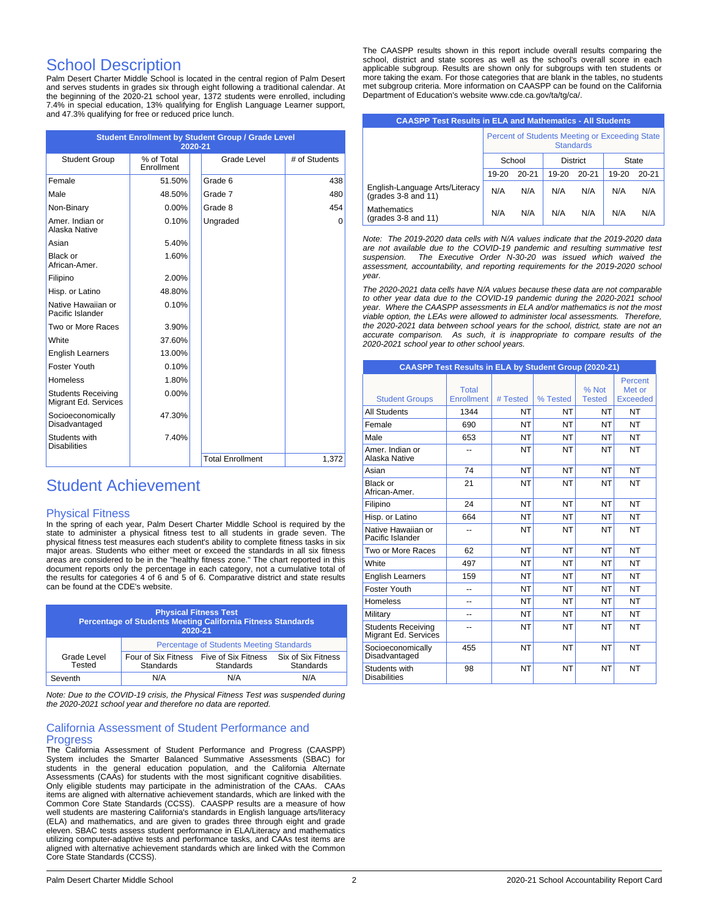# School Description

Palm Desert Charter Middle School is located in the central region of Palm Desert and serves students in grades six through eight following a traditional calendar. At the beginning of the 2020-21 school year, 1372 students were enrolled, including 7.4% in special education, 13% qualifying for English Language Learner support, and 47.3% qualifying for free or reduced price lunch.

**Student Enrollment by Student Group / Grade Level 2020-21**

| Student Group | % of Total Enrollment | Grade Level | # of Students |
|---|---|---|---|
| Female | 51.50% | Grade 6 | 438 |
| Male | 48.50% | Grade 7 | 480 |
| Non-Binary | 0.00% | Grade 8 | 454 |
| Amer. Indian or Alaska Native | 0.10% | Ungraded | 0 |
| Asian | 5.40% | | |
| Black or African-Amer. | 1.60% | | |
| Filipino | 2.00% | | |
| Hisp. or Latino | 48.80% | | |
| Native Hawaiian or Pacific Islander | 0.10% | | |
| Two or More Races | 3.90% | | |
| White | 37.60% | | |
| English Learners | 13.00% | | |
| Foster Youth | 0.10% | | |
| Homeless | 1.80% | | |
| Students Receiving Migrant Ed. Services | 0.00% | | |
| Socioeconomically Disadvantaged | 47.30% | | |
| Students with Disabilities | 7.40% | | |
| | | Total Enrollment | 1,372 |

# Student Achievement

## Physical Fitness

In the spring of each year, Palm Desert Charter Middle School is required by the state to administer a physical fitness test to all students in grade seven. The physical fitness test measures each student's ability to complete fitness tasks in six major areas. Students who either meet or exceed the standards in all six fitness areas are considered to be in the "healthy fitness zone." The chart reported in this document reports only the percentage in each category, not a cumulative total of the results for categories 4 of 6 and 5 of 6. Comparative district and state results can be found at the CDE's website.

**Physical Fitness Test Percentage of Students Meeting California Fitness Standards 2020-21**

| Grade Level Tested | Percentage of Students Meeting Standards | | |
|---|---|---|---|
| | Four of Six Fitness Standards | Five of Six Fitness Standards | Six of Six Fitness Standards |
| Seventh | N/A | N/A | N/A |

*Note: Due to the COVID-19 crisis, the Physical Fitness Test was suspended during the 2020-2021 school year and therefore no data are reported.*

## California Assessment of Student Performance and Progress

The California Assessment of Student Performance and Progress (CAASPP) System includes the Smarter Balanced Summative Assessments (SBAC) for students in the general education population, and the California Alternate Assessments (CAAs) for students with the most significant cognitive disabilities. Only eligible students may participate in the administration of the CAAs. CAAs items are aligned with alternative achievement standards, which are linked with the Common Core State Standards (CCSS). CAASPP results are a measure of how well students are mastering California's standards in English language arts/literacy (ELA) and mathematics, and are given to grades three through eight and grade eleven. SBAC tests assess student performance in ELA/Literacy and mathematics utilizing computer-adaptive tests and performance tasks, and CAAs test items are aligned with alternative achievement standards which are linked with the Common Core State Standards (CCSS).

The CAASPP results shown in this report include overall results comparing the school, district and state scores as well as the school's overall score in each applicable subgroup. Results are shown only for subgroups with ten students or more taking the exam. For those categories that are blank in the tables, no students met subgroup criteria. More information on CAASPP can be found on the California Department of Education's website www.cde.ca.gov/ta/tg/ca/.

**CAASPP Test Results in ELA and Mathematics - All Students**

| | Percent of Students Meeting or Exceeding State Standards | | | | | |
|---|---|---|---|---|---|---|
| | School | | District | | State | |
| | 19-20 | 20-21 | 19-20 | 20-21 | 19-20 | 20-21 |
| English-Language Arts/Literacy (grades 3-8 and 11) | N/A | N/A | N/A | N/A | N/A | N/A |
| Mathematics (grades 3-8 and 11) | N/A | N/A | N/A | N/A | N/A | N/A |

*Note: The 2019-2020 data cells with N/A values indicate that the 2019-2020 data are not available due to the COVID-19 pandemic and resulting summative test suspension. The Executive Order N-30-20 was issued which waived the assessment, accountability, and reporting requirements for the 2019-2020 school year.*

*The 2020-2021 data cells have N/A values because these data are not comparable to other year data due to the COVID-19 pandemic during the 2020-2021 school year. Where the CAASPP assessments in ELA and/or mathematics is not the most viable option, the LEAs were allowed to administer local assessments. Therefore, the 2020-2021 data between school years for the school, district, state are not an accurate comparison. As such, it is inappropriate to compare results of the 2020-2021 school year to other school years.*

**CAASPP Test Results in ELA by Student Group (2020-21)**

| Student Groups | Total Enrollment | # Tested | % Tested | % Not Tested | Percent Met or Exceeded |
|---|---|---|---|---|---|
| All Students | 1344 | NT | NT | NT | NT |
| Female | 690 | NT | NT | NT | NT |
| Male | 653 | NT | NT | NT | NT |
| Amer. Indian or Alaska Native | -- | NT | NT | NT | NT |
| Asian | 74 | NT | NT | NT | NT |
| Black or African-Amer. | 21 | NT | NT | NT | NT |
| Filipino | 24 | NT | NT | NT | NT |
| Hisp. or Latino | 664 | NT | NT | NT | NT |
| Native Hawaiian or Pacific Islander | -- | NT | NT | NT | NT |
| Two or More Races | 62 | NT | NT | NT | NT |
| White | 497 | NT | NT | NT | NT |
| English Learners | 159 | NT | NT | NT | NT |
| Foster Youth | -- | NT | NT | NT | NT |
| Homeless | -- | NT | NT | NT | NT |
| Military | -- | NT | NT | NT | NT |
| Students Receiving Migrant Ed. Services | -- | NT | NT | NT | NT |
| Socioeconomically Disadvantaged | 455 | NT | NT | NT | NT |
| Students with Disabilities | 98 | NT | NT | NT | NT |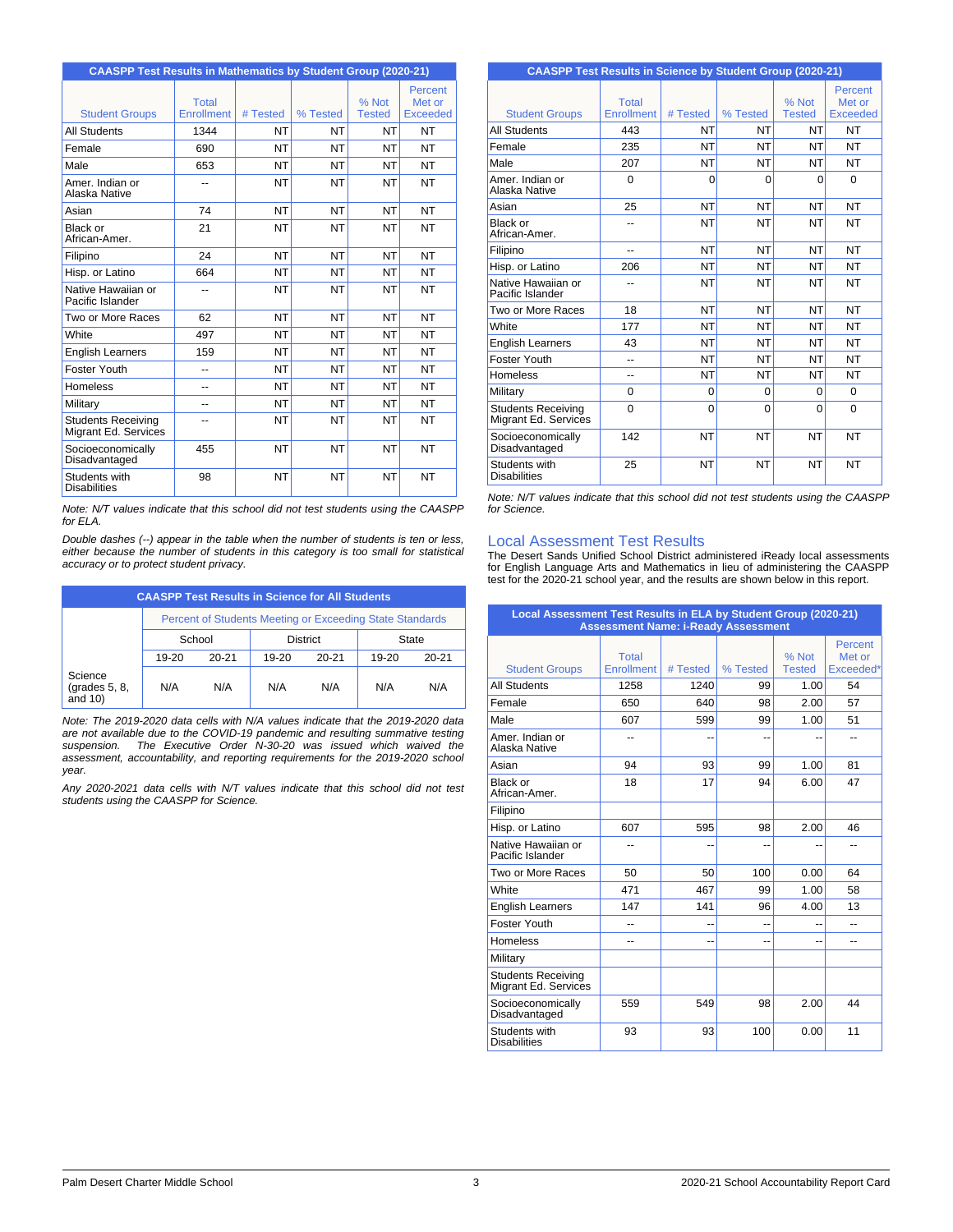| CAASPP Test Results in Mathematics by Student Group (2020-21) | | | | | |
|---|---|---|---|---|---|
| Student Groups | Total Enrollment | # Tested | % Tested | % Not Tested | Percent Met or Exceeded |
| All Students | 1344 | NT | NT | NT | NT |
| Female | 690 | NT | NT | NT | NT |
| Male | 653 | NT | NT | NT | NT |
| Amer. Indian or Alaska Native | -- | NT | NT | NT | NT |
| Asian | 74 | NT | NT | NT | NT |
| Black or African-Amer. | 21 | NT | NT | NT | NT |
| Filipino | 24 | NT | NT | NT | NT |
| Hisp. or Latino | 664 | NT | NT | NT | NT |
| Native Hawaiian or Pacific Islander | -- | NT | NT | NT | NT |
| Two or More Races | 62 | NT | NT | NT | NT |
| White | 497 | NT | NT | NT | NT |
| English Learners | 159 | NT | NT | NT | NT |
| Foster Youth | -- | NT | NT | NT | NT |
| Homeless | -- | NT | NT | NT | NT |
| Military | -- | NT | NT | NT | NT |
| Students Receiving Migrant Ed. Services | -- | NT | NT | NT | NT |
| Socioeconomically Disadvantaged | 455 | NT | NT | NT | NT |
| Students with Disabilities | 98 | NT | NT | NT | NT |

*Note: N/T values indicate that this school did not test students using the CAASPP for ELA.*

*Double dashes (--) appear in the table when the number of students is ten or less, either because the number of students in this category is too small for statistical accuracy or to protect student privacy.*

| CAASPP Test Results in Science for All Students | | | | | | |
|---|---|---|---|---|---|---|
| | Percent of Students Meeting or Exceeding State Standards | | | | | |
| | School | | District | | State | |
| | 19-20 | 20-21 | 19-20 | 20-21 | 19-20 | 20-21 |
| Science (grades 5, 8, and 10) | N/A | N/A | N/A | N/A | N/A | N/A |

*Note: The 2019-2020 data cells with N/A values indicate that the 2019-2020 data are not available due to the COVID-19 pandemic and resulting summative testing suspension. The Executive Order N-30-20 was issued which waived the assessment, accountability, and reporting requirements for the 2019-2020 school year.*

*Any 2020-2021 data cells with N/T values indicate that this school did not test students using the CAASPP for Science.*

| CAASPP Test Results in Science by Student Group (2020-21) | | | | | |
|---|---|---|---|---|---|
| Student Groups | Total Enrollment | # Tested | % Tested | % Not Tested | Percent Met or Exceeded |
| All Students | 443 | NT | NT | NT | NT |
| Female | 235 | NT | NT | NT | NT |
| Male | 207 | NT | NT | NT | NT |
| Amer. Indian or Alaska Native | 0 | 0 | 0 | 0 | 0 |
| Asian | 25 | NT | NT | NT | NT |
| Black or African-Amer. | -- | NT | NT | NT | NT |
| Filipino | -- | NT | NT | NT | NT |
| Hisp. or Latino | 206 | NT | NT | NT | NT |
| Native Hawaiian or Pacific Islander | -- | NT | NT | NT | NT |
| Two or More Races | 18 | NT | NT | NT | NT |
| White | 177 | NT | NT | NT | NT |
| English Learners | 43 | NT | NT | NT | NT |
| Foster Youth | -- | NT | NT | NT | NT |
| Homeless | -- | NT | NT | NT | NT |
| Military | 0 | 0 | 0 | 0 | 0 |
| Students Receiving Migrant Ed. Services | 0 | 0 | 0 | 0 | 0 |
| Socioeconomically Disadvantaged | 142 | NT | NT | NT | NT |
| Students with Disabilities | 25 | NT | NT | NT | NT |

*Note: N/T values indicate that this school did not test students using the CAASPP for Science.*

## Local Assessment Test Results

The Desert Sands Unified School District administered iReady local assessments for English Language Arts and Mathematics in lieu of administering the CAASPP test for the 2020-21 school year, and the results are shown below in this report.

| Local Assessment Test Results in ELA by Student Group (2020-21) Assessment Name: i-Ready Assessment | | | | | |
|---|---|---|---|---|---|
| Student Groups | Total Enrollment | # Tested | % Tested | % Not Tested | Percent Met or Exceeded* |
| All Students | 1258 | 1240 | 99 | 1.00 | 54 |
| Female | 650 | 640 | 98 | 2.00 | 57 |
| Male | 607 | 599 | 99 | 1.00 | 51 |
| Amer. Indian or Alaska Native | -- | -- | -- | -- | -- |
| Asian | 94 | 93 | 99 | 1.00 | 81 |
| Black or African-Amer. | 18 | 17 | 94 | 6.00 | 47 |
| Filipino | | | | | |
| Hisp. or Latino | 607 | 595 | 98 | 2.00 | 46 |
| Native Hawaiian or Pacific Islander | -- | -- | -- | -- | -- |
| Two or More Races | 50 | 50 | 100 | 0.00 | 64 |
| White | 471 | 467 | 99 | 1.00 | 58 |
| English Learners | 147 | 141 | 96 | 4.00 | 13 |
| Foster Youth | -- | -- | -- | -- | -- |
| Homeless | -- | -- | -- | -- | -- |
| Military | | | | | |
| Students Receiving Migrant Ed. Services | | | | | |
| Socioeconomically Disadvantaged | 559 | 549 | 98 | 2.00 | 44 |
| Students with Disabilities | 93 | 93 | 100 | 0.00 | 11 |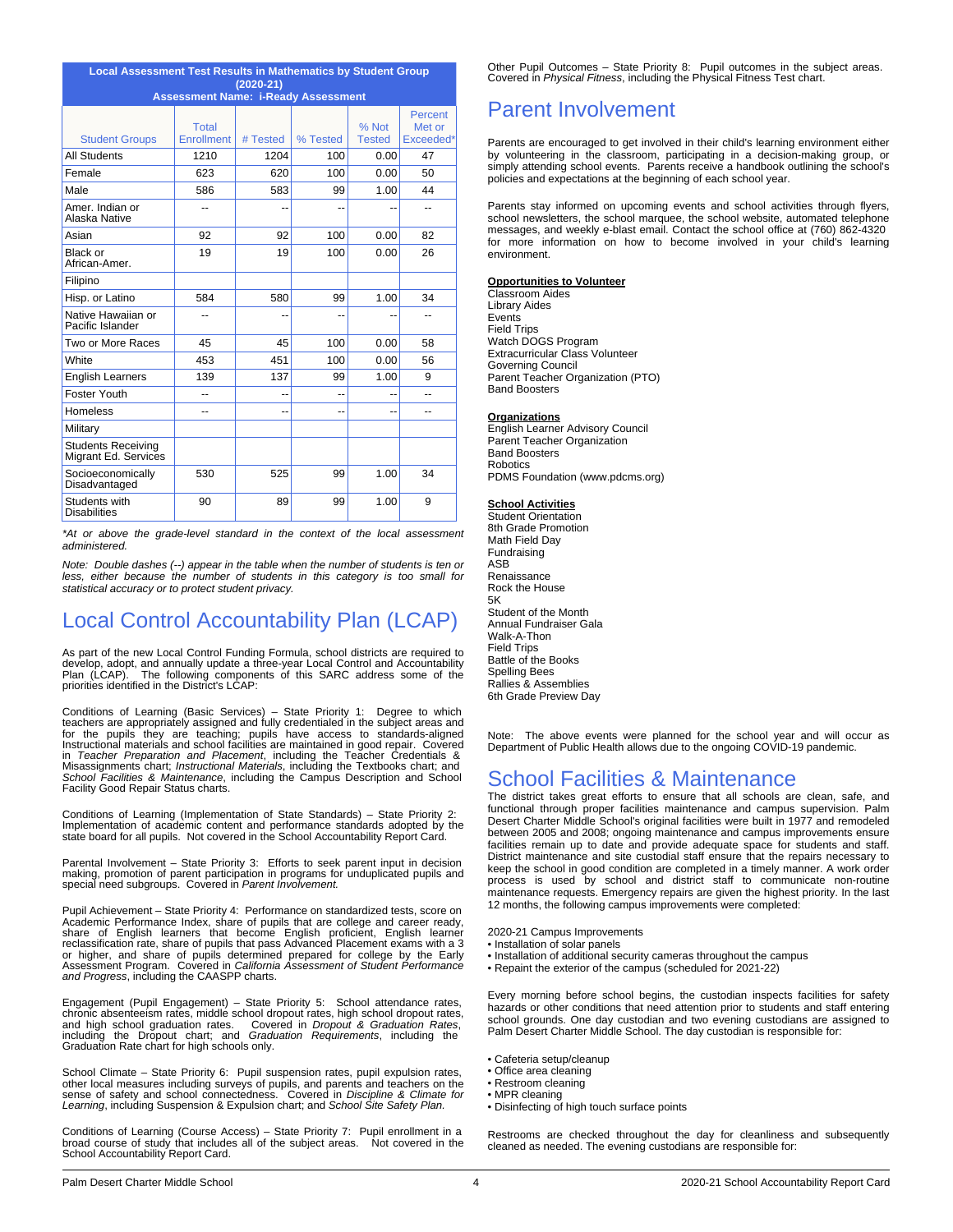| Local Assessment Test Results in Mathematics by Student Group (2020-21) Assessment Name: i-Ready Assessment | | | | | |
|---|---|---|---|---|---|
| Student Groups | Total Enrollment | # Tested | % Tested | % Not Tested | Percent Met or Exceeded* |
| All Students | 1210 | 1204 | 100 | 0.00 | 47 |
| Female | 623 | 620 | 100 | 0.00 | 50 |
| Male | 586 | 583 | 99 | 1.00 | 44 |
| Amer. Indian or Alaska Native | -- | -- | -- | -- | -- |
| Asian | 92 | 92 | 100 | 0.00 | 82 |
| Black or African-Amer. | 19 | 19 | 100 | 0.00 | 26 |
| Filipino | | | | | |
| Hisp. or Latino | 584 | 580 | 99 | 1.00 | 34 |
| Native Hawaiian or Pacific Islander | -- | -- | -- | -- | -- |
| Two or More Races | 45 | 45 | 100 | 0.00 | 58 |
| White | 453 | 451 | 100 | 0.00 | 56 |
| English Learners | 139 | 137 | 99 | 1.00 | 9 |
| Foster Youth | -- | -- | -- | -- | -- |
| Homeless | -- | -- | -- | -- | -- |
| Military | | | | | |
| Students Receiving Migrant Ed. Services | | | | | |
| Socioeconomically Disadvantaged | 530 | 525 | 99 | 1.00 | 34 |
| Students with Disabilities | 90 | 89 | 99 | 1.00 | 9 |

*\*At or above the grade-level standard in the context of the local assessment administered.*

*Note: Double dashes (--) appear in the table when the number of students is ten or less, either because the number of students in this category is too small for statistical accuracy or to protect student privacy.*

# Local Control Accountability Plan (LCAP)

As part of the new Local Control Funding Formula, school districts are required to develop, adopt, and annually update a three-year Local Control and Accountability Plan (LCAP). The following components of this SARC address some of the priorities identified in the District's LCAP:

Conditions of Learning (Basic Services) – State Priority 1: Degree to which teachers are appropriately assigned and fully credentialed in the subject areas and for the pupils they are teaching; pupils have access to standards-aligned Instructional materials and school facilities are maintained in good repair. Covered in *Teacher Preparation and Placement*, including the Teacher Credentials & Misassignments chart; *Instructional Materials*, including the Textbooks chart; and *School Facilities & Maintenance*, including the Campus Description and School Facility Good Repair Status charts.

Conditions of Learning (Implementation of State Standards) – State Priority 2: Implementation of academic content and performance standards adopted by the state board for all pupils. Not covered in the School Accountability Report Card.

Parental Involvement – State Priority 3: Efforts to seek parent input in decision making, promotion of parent participation in programs for unduplicated pupils and special need subgroups. Covered in *Parent Involvement.*

Pupil Achievement – State Priority 4: Performance on standardized tests, score on Academic Performance Index, share of pupils that are college and career ready, share of English learners that become English proficient, English learner reclassification rate, share of pupils that pass Advanced Placement exams with a 3 or higher, and share of pupils determined prepared for college by the Early Assessment Program. Covered in *California Assessment of Student Performance and Progress*, including the CAASPP charts.

Engagement (Pupil Engagement) – State Priority 5: School attendance rates, chronic absenteeism rates, middle school dropout rates, high school dropout rates, and high school graduation rates. Covered in *Dropout & Graduation Rates*, including the Dropout chart; and *Graduation Requirements*, including the Graduation Rate chart for high schools only.

School Climate – State Priority 6: Pupil suspension rates, pupil expulsion rates, other local measures including surveys of pupils, and parents and teachers on the sense of safety and school connectedness. Covered in *Discipline & Climate for Learning*, including Suspension & Expulsion chart; and *School Site Safety Plan.*

Conditions of Learning (Course Access) – State Priority 7: Pupil enrollment in a broad course of study that includes all of the subject areas. Not covered in the School Accountability Report Card.

Other Pupil Outcomes – State Priority 8: Pupil outcomes in the subject areas. Covered in *Physical Fitness*, including the Physical Fitness Test chart.

# Parent Involvement

Parents are encouraged to get involved in their child's learning environment either by volunteering in the classroom, participating in a decision-making group, or simply attending school events. Parents receive a handbook outlining the school's policies and expectations at the beginning of each school year.

Parents stay informed on upcoming events and school activities through flyers, school newsletters, the school marquee, the school website, automated telephone messages, and weekly e-blast email. Contact the school office at (760) 862-4320 for more information on how to become involved in your child's learning environment.

**Opportunities to Volunteer**
Classroom Aides
Library Aides
Events
Field Trips
Watch DOGS Program
Extracurricular Class Volunteer
Governing Council
Parent Teacher Organization (PTO)
Band Boosters

**Organizations**
English Learner Advisory Council
Parent Teacher Organization
Band Boosters
Robotics
PDMS Foundation (www.pdcms.org)

**School Activities**
Student Orientation
8th Grade Promotion
Math Field Day
Fundraising
ASB
Renaissance
Rock the House
5K
Student of the Month
Annual Fundraiser Gala
Walk-A-Thon
Field Trips
Battle of the Books
Spelling Bees
Rallies & Assemblies
6th Grade Preview Day

Note: The above events were planned for the school year and will occur as Department of Public Health allows due to the ongoing COVID-19 pandemic.

# School Facilities & Maintenance

The district takes great efforts to ensure that all schools are clean, safe, and functional through proper facilities maintenance and campus supervision. Palm Desert Charter Middle School's original facilities were built in 1977 and remodeled between 2005 and 2008; ongoing maintenance and campus improvements ensure facilities remain up to date and provide adequate space for students and staff. District maintenance and site custodial staff ensure that the repairs necessary to keep the school in good condition are completed in a timely manner. A work order process is used by school and district staff to communicate non-routine maintenance requests. Emergency repairs are given the highest priority. In the last 12 months, the following campus improvements were completed:

2020-21 Campus Improvements
- Installation of solar panels
- Installation of additional security cameras throughout the campus
- Repaint the exterior of the campus (scheduled for 2021-22)

Every morning before school begins, the custodian inspects facilities for safety hazards or other conditions that need attention prior to students and staff entering school grounds. One day custodian and two evening custodians are assigned to Palm Desert Charter Middle School. The day custodian is responsible for:

- Cafeteria setup/cleanup
- Office area cleaning
- Restroom cleaning
- MPR cleaning
- Disinfecting of high touch surface points

Restrooms are checked throughout the day for cleanliness and subsequently cleaned as needed. The evening custodians are responsible for: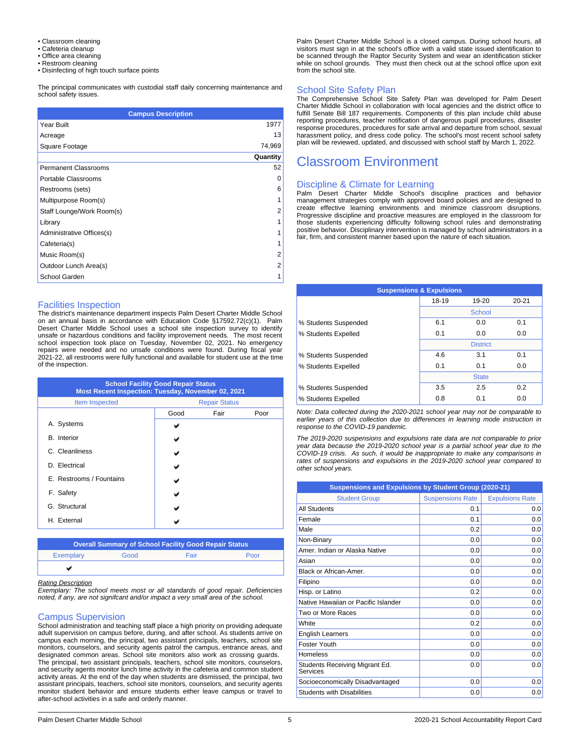- Classroom cleaning
- Cafeteria cleanup
- Office area cleaning
- Restroom cleaning
- Disinfecting of high touch surface points

The principal communicates with custodial staff daily concerning maintenance and school safety issues.

| Campus Description | |
|---|---|
| Year Built | 1977 |
| Acreage | 13 |
| Square Footage | 74,969 |
| | **Quantity** |
| Permanent Classrooms | 52 |
| Portable Classrooms | 0 |
| Restrooms (sets) | 6 |
| Multipurpose Room(s) | 1 |
| Staff Lounge/Work Room(s) | 2 |
| Library | 1 |
| Administrative Offices(s) | 1 |
| Cafeteria(s) | 1 |
| Music Room(s) | 2 |
| Outdoor Lunch Area(s) | 2 |
| School Garden | 1 |

## Facilities Inspection

The district's maintenance department inspects Palm Desert Charter Middle School on an annual basis in accordance with Education Code §17592.72(c)(1). Palm Desert Charter Middle School uses a school site inspection survey to identify unsafe or hazardous conditions and facility improvement needs. The most recent school inspection took place on Tuesday, November 02, 2021. No emergency repairs were needed and no unsafe conditions were found. During fiscal year 2021-22, all restrooms were fully functional and available for student use at the time of the inspection.

| School Facility Good Repair Status<br>Most Recent Inspection: Tuesday, November 02, 2021 | | | |
|---|---|---|---|
| Item Inspected | Repair Status | | |
| | Good | Fair | Poor |
| A. Systems | ✔ | | |
| B. Interior | ✔ | | |
| C. Cleanliness | ✔ | | |
| D. Electrical | ✔ | | |
| E. Restrooms / Fountains | ✔ | | |
| F. Safety | ✔ | | |
| G. Structural | ✔ | | |
| H. External | ✔ | | |

| Overall Summary of School Facility Good Repair Status | | | |
|---|---|---|---|
| Exemplary | Good | Fair | Poor |
| ✔ | | | |

*Rating Description*
*Exemplary: The school meets most or all standards of good repair. Deficiencies noted, if any, are not signifcant and/or impact a very small area of the school.*

## Campus Supervision

School administration and teaching staff place a high priority on providing adequate adult supervision on campus before, during, and after school. As students arrive on campus each morning, the principal, two assistant principals, teachers, school site monitors, counselors, and security agents patrol the campus, entrance areas, and designated common areas. School site monitors also work as crossing guards. The principal, two assistant principals, teachers, school site monitors, counselors, and security agents monitor lunch time activity in the cafeteria and common student activity areas. At the end of the day when students are dismissed, the principal, two assistant principals, teachers, school site monitors, counselors, and security agents monitor student behavior and ensure students either leave campus or travel to after-school activities in a safe and orderly manner.

Palm Desert Charter Middle School is a closed campus. During school hours, all visitors must sign in at the school's office with a valid state issued identification to be scanned through the Raptor Security System and wear an identification sticker while on school grounds. They must then check out at the school office upon exit from the school site.

## School Site Safety Plan

The Comprehensive School Site Safety Plan was developed for Palm Desert Charter Middle School in collaboration with local agencies and the district office to fulfill Senate Bill 187 requirements. Components of this plan include child abuse reporting procedures, teacher notification of dangerous pupil procedures, disaster response procedures, procedures for safe arrival and departure from school, sexual harassment policy, and dress code policy. The school's most recent school safety plan will be reviewed, updated, and discussed with school staff by March 1, 2022.

# Classroom Environment

## Discipline & Climate for Learning

Palm Desert Charter Middle School's discipline practices and behavior management strategies comply with approved board policies and are designed to create effective learning environments and minimize classroom disruptions. Progressive discipline and proactive measures are employed in the classroom for those students experiencing difficulty following school rules and demonstrating positive behavior. Disciplinary intervention is managed by school administrators in a fair, firm, and consistent manner based upon the nature of each situation.

| Suspensions & Expulsions | | | |
|---|---|---|---|
| | 18-19 | 19-20 | 20-21 |
| | School | | |
| % Students Suspended | 6.1 | 0.0 | 0.1 |
| % Students Expelled | 0.1 | 0.0 | 0.0 |
| | District | | |
| % Students Suspended | 4.6 | 3.1 | 0.1 |
| % Students Expelled | 0.1 | 0.1 | 0.0 |
| | State | | |
| % Students Suspended | 3.5 | 2.5 | 0.2 |
| % Students Expelled | 0.8 | 0.1 | 0.0 |

*Note: Data collected during the 2020-2021 school year may not be comparable to earlier years of this collection due to differences in learning mode instruction in response to the COVID-19 pandemic.*

*The 2019-2020 suspensions and expulsions rate data are not comparable to prior year data because the 2019-2020 school year is a partial school year due to the COVID-19 crisis. As such, it would be inappropriate to make any comparisons in rates of suspensions and expulsions in the 2019-2020 school year compared to other school years.*

| Suspensions and Expulsions by Student Group (2020-21) | | |
|---|---|---|
| Student Group | Suspensions Rate | Expulsions Rate |
| All Students | 0.1 | 0.0 |
| Female | 0.1 | 0.0 |
| Male | 0.2 | 0.0 |
| Non-Binary | 0.0 | 0.0 |
| Amer. Indian or Alaska Native | 0.0 | 0.0 |
| Asian | 0.0 | 0.0 |
| Black or African-Amer. | 0.0 | 0.0 |
| Filipino | 0.0 | 0.0 |
| Hisp. or Latino | 0.2 | 0.0 |
| Native Hawaiian or Pacific Islander | 0.0 | 0.0 |
| Two or More Races | 0.0 | 0.0 |
| White | 0.2 | 0.0 |
| English Learners | 0.0 | 0.0 |
| Foster Youth | 0.0 | 0.0 |
| Homeless | 0.0 | 0.0 |
| Students Receiving Migrant Ed. Services | 0.0 | 0.0 |
| Socioeconomically Disadvantaged | 0.0 | 0.0 |
| Students with Disabilities | 0.0 | 0.0 |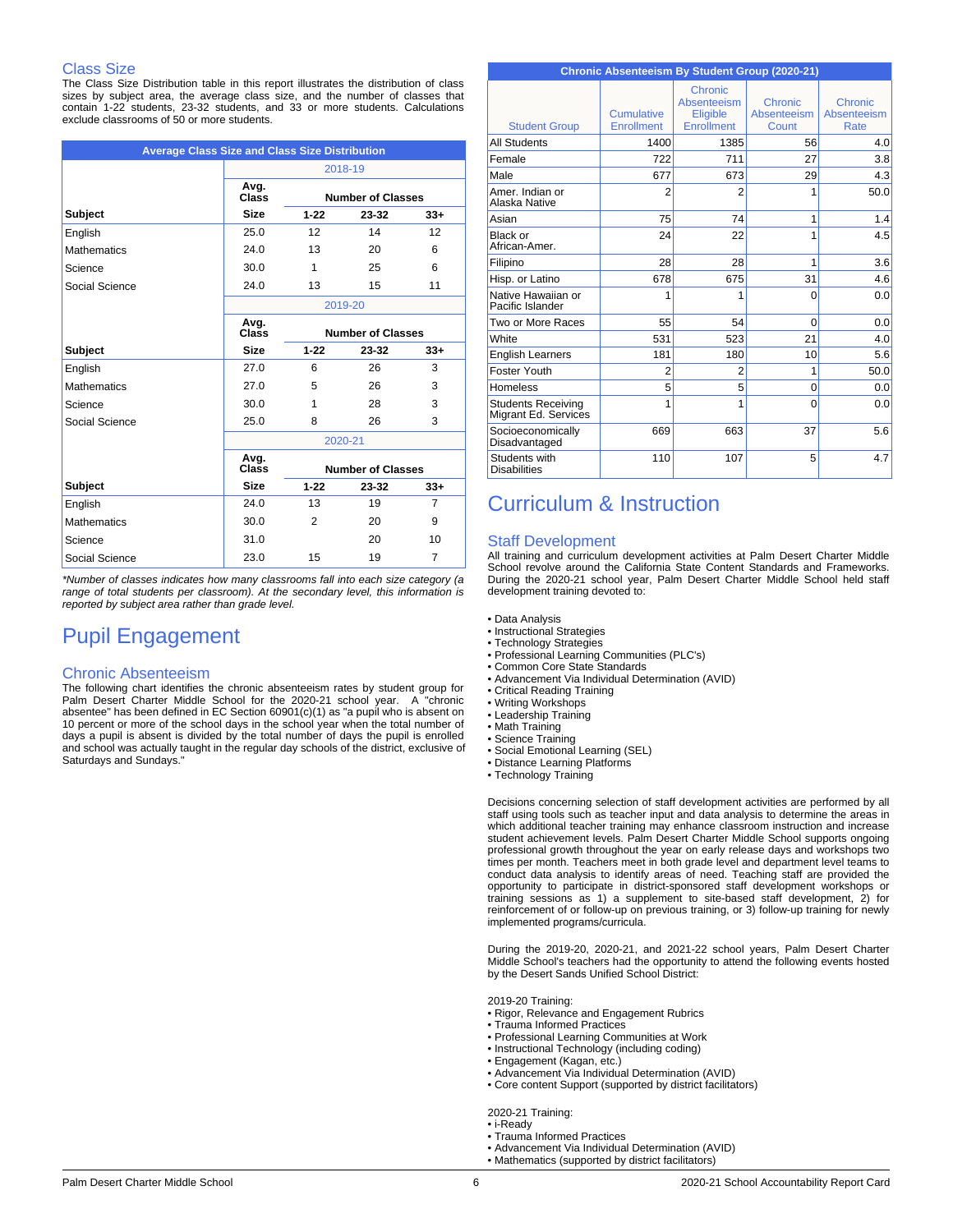## Class Size

The Class Size Distribution table in this report illustrates the distribution of class sizes by subject area, the average class size, and the number of classes that contain 1-22 students, 23-32 students, and 33 or more students. Calculations exclude classrooms of 50 or more students.

| Average Class Size and Class Size Distribution | | | | |
|---|---|---|---|---|
| | 2018-19 | | | |
| Subject | Avg. Class Size | Number of Classes 1-22 | 23-32 | 33+ |
| English | 25.0 | 12 | 14 | 12 |
| Mathematics | 24.0 | 13 | 20 | 6 |
| Science | 30.0 | 1 | 25 | 6 |
| Social Science | 24.0 | 13 | 15 | 11 |
| | 2019-20 | | | |
| Subject | Avg. Class Size | Number of Classes 1-22 | 23-32 | 33+ |
| English | 27.0 | 6 | 26 | 3 |
| Mathematics | 27.0 | 5 | 26 | 3 |
| Science | 30.0 | 1 | 28 | 3 |
| Social Science | 25.0 | 8 | 26 | 3 |
| | 2020-21 | | | |
| Subject | Avg. Class Size | Number of Classes 1-22 | 23-32 | 33+ |
| English | 24.0 | 13 | 19 | 7 |
| Mathematics | 30.0 | 2 | 20 | 9 |
| Science | 31.0 | | 20 | 10 |
| Social Science | 23.0 | 15 | 19 | 7 |

*Number of classes indicates how many classrooms fall into each size category (a range of total students per classroom). At the secondary level, this information is reported by subject area rather than grade level.*

# Pupil Engagement

## Chronic Absenteeism

The following chart identifies the chronic absenteeism rates by student group for Palm Desert Charter Middle School for the 2020-21 school year. A "chronic absentee" has been defined in EC Section 60901(c)(1) as "a pupil who is absent on 10 percent or more of the school days in the school year when the total number of days a pupil is absent is divided by the total number of days the pupil is enrolled and school was actually taught in the regular day schools of the district, exclusive of Saturdays and Sundays."

| Student Group | Cumulative Enrollment | Chronic Absenteeism Eligible Enrollment | Chronic Absenteeism Count | Chronic Absenteeism Rate |
|---|---|---|---|---|
| All Students | 1400 | 1385 | 56 | 4.0 |
| Female | 722 | 711 | 27 | 3.8 |
| Male | 677 | 673 | 29 | 4.3 |
| Amer. Indian or Alaska Native | 2 | 2 | 1 | 50.0 |
| Asian | 75 | 74 | 1 | 1.4 |
| Black or African-Amer. | 24 | 22 | 1 | 4.5 |
| Filipino | 28 | 28 | 1 | 3.6 |
| Hisp. or Latino | 678 | 675 | 31 | 4.6 |
| Native Hawaiian or Pacific Islander | 1 | 1 | 0 | 0.0 |
| Two or More Races | 55 | 54 | 0 | 0.0 |
| White | 531 | 523 | 21 | 4.0 |
| English Learners | 181 | 180 | 10 | 5.6 |
| Foster Youth | 2 | 2 | 1 | 50.0 |
| Homeless | 5 | 5 | 0 | 0.0 |
| Students Receiving Migrant Ed. Services | 1 | 1 | 0 | 0.0 |
| Socioeconomically Disadvantaged | 669 | 663 | 37 | 5.6 |
| Students with Disabilities | 110 | 107 | 5 | 4.7 |

# Curriculum & Instruction

## Staff Development

All training and curriculum development activities at Palm Desert Charter Middle School revolve around the California State Content Standards and Frameworks. During the 2020-21 school year, Palm Desert Charter Middle School held staff development training devoted to:

- Data Analysis
- Instructional Strategies
- Technology Strategies
- Professional Learning Communities (PLC's)
- Common Core State Standards
- Advancement Via Individual Determination (AVID)
- Critical Reading Training
- Writing Workshops
- Leadership Training
- Math Training
- Science Training
- Social Emotional Learning (SEL)
- Distance Learning Platforms
- Technology Training

Decisions concerning selection of staff development activities are performed by all staff using tools such as teacher input and data analysis to determine the areas in which additional teacher training may enhance classroom instruction and increase student achievement levels. Palm Desert Charter Middle School supports ongoing professional growth throughout the year on early release days and workshops two times per month. Teachers meet in both grade level and department level teams to conduct data analysis to identify areas of need. Teaching staff are provided the opportunity to participate in district-sponsored staff development workshops or training sessions as 1) a supplement to site-based staff development, 2) for reinforcement of or follow-up on previous training, or 3) follow-up training for newly implemented programs/curricula.

During the 2019-20, 2020-21, and 2021-22 school years, Palm Desert Charter Middle School's teachers had the opportunity to attend the following events hosted by the Desert Sands Unified School District:

2019-20 Training:
- Rigor, Relevance and Engagement Rubrics
- Trauma Informed Practices
- Professional Learning Communities at Work
- Instructional Technology (including coding)
- Engagement (Kagan, etc.)
- Advancement Via Individual Determination (AVID)
- Core content Support (supported by district facilitators)

2020-21 Training:
- i-Ready
- Trauma Informed Practices
- Advancement Via Individual Determination (AVID)
- Mathematics (supported by district facilitators)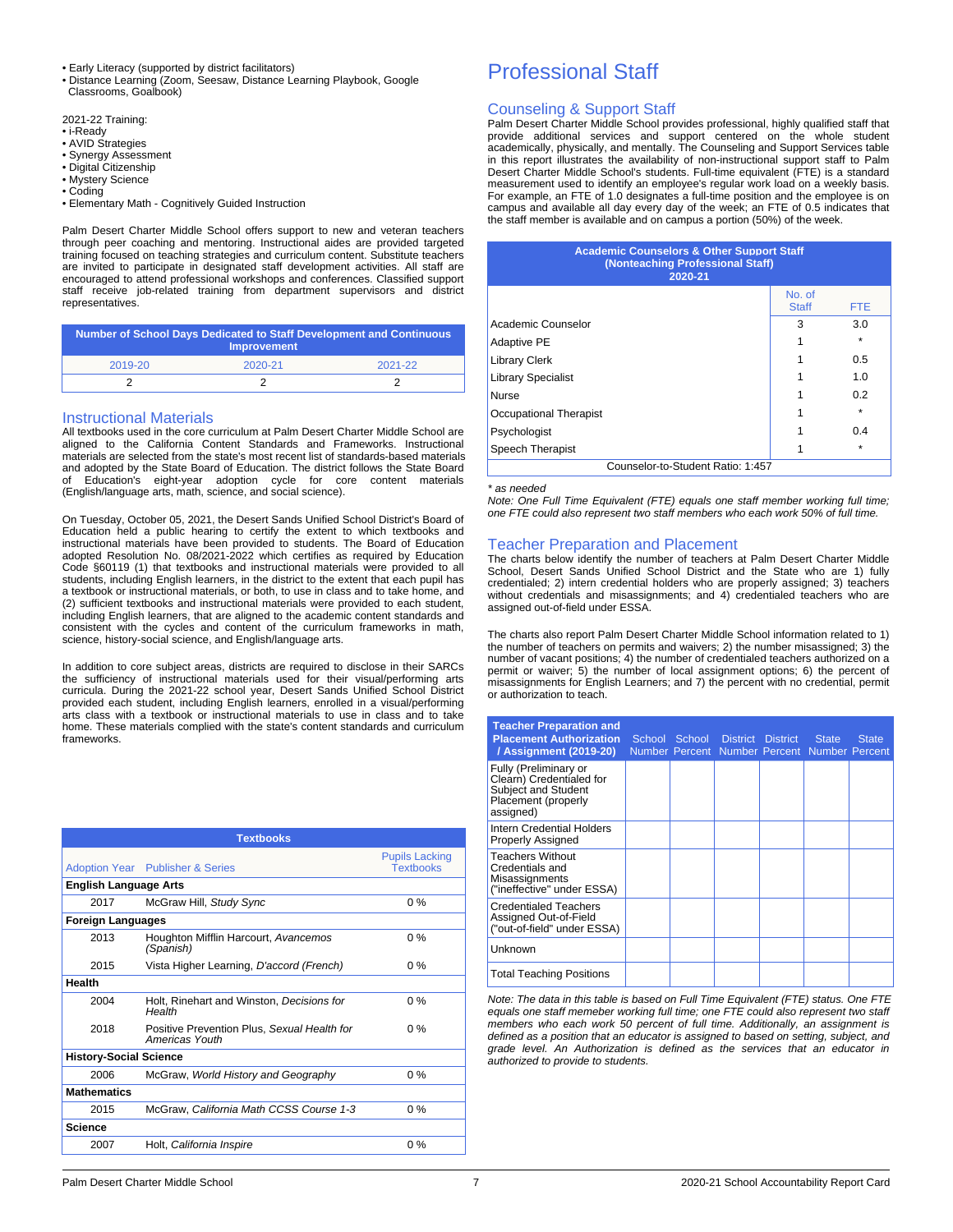- Early Literacy (supported by district facilitators)
- Distance Learning (Zoom, Seesaw, Distance Learning Playbook, Google Classrooms, Goalbook)

2021-22 Training:
- i-Ready
- AVID Strategies
- Synergy Assessment
- Digital Citizenship
- Mystery Science
- Coding
- Elementary Math - Cognitively Guided Instruction

Palm Desert Charter Middle School offers support to new and veteran teachers through peer coaching and mentoring. Instructional aides are provided targeted training focused on teaching strategies and curriculum content. Substitute teachers are invited to participate in designated staff development activities. All staff are encouraged to attend professional workshops and conferences. Classified support staff receive job-related training from department supervisors and district representatives.

| Number of School Days Dedicated to Staff Development and Continuous Improvement | | |
|---|---|---|
| 2019-20 | 2020-21 | 2021-22 |
| 2 | 2 | 2 |

## Instructional Materials

All textbooks used in the core curriculum at Palm Desert Charter Middle School are aligned to the California Content Standards and Frameworks. Instructional materials are selected from the state's most recent list of standards-based materials and adopted by the State Board of Education. The district follows the State Board of Education's eight-year adoption cycle for core content materials (English/language arts, math, science, and social science).

On Tuesday, October 05, 2021, the Desert Sands Unified School District's Board of Education held a public hearing to certify the extent to which textbooks and instructional materials have been provided to students. The Board of Education adopted Resolution No. 08/2021-2022 which certifies as required by Education Code §60119 (1) that textbooks and instructional materials were provided to all students, including English learners, in the district to the extent that each pupil has a textbook or instructional materials, or both, to use in class and to take home, and (2) sufficient textbooks and instructional materials were provided to each student, including English learners, that are aligned to the academic content standards and consistent with the cycles and content of the curriculum frameworks in math, science, history-social science, and English/language arts.

In addition to core subject areas, districts are required to disclose in their SARCs the sufficiency of instructional materials used for their visual/performing arts curricula. During the 2021-22 school year, Desert Sands Unified School District provided each student, including English learners, enrolled in a visual/performing arts class with a textbook or instructional materials to use in class and to take home. These materials complied with the state's content standards and curriculum frameworks.

| Textbooks | | |
|---|---|---|
| Adoption Year | Publisher & Series | Pupils Lacking Textbooks |
| **English Language Arts** | | |
| 2017 | McGraw Hill, *Study Sync* | 0 % |
| **Foreign Languages** | | |
| 2013 | Houghton Mifflin Harcourt, *Avancemos (Spanish)* | 0 % |
| 2015 | Vista Higher Learning, *D'accord (French)* | 0 % |
| **Health** | | |
| 2004 | Holt, Rinehart and Winston, *Decisions for Health* | 0 % |
| 2018 | Positive Prevention Plus, *Sexual Health for Americas Youth* | 0 % |
| **History-Social Science** | | |
| 2006 | McGraw, *World History and Geography* | 0 % |
| **Mathematics** | | |
| 2015 | McGraw, *California Math CCSS Course 1-3* | 0 % |
| **Science** | | |
| 2007 | Holt, *California Inspire* | 0 % |

# Professional Staff

## Counseling & Support Staff

Palm Desert Charter Middle School provides professional, highly qualified staff that provide additional services and support centered on the whole student academically, physically, and mentally. The Counseling and Support Services table in this report illustrates the availability of non-instructional support staff to Palm Desert Charter Middle School's students. Full-time equivalent (FTE) is a standard measurement used to identify an employee's regular work load on a weekly basis. For example, an FTE of 1.0 designates a full-time position and the employee is on campus and available all day every day of the week; an FTE of 0.5 indicates that the staff member is available and on campus a portion (50%) of the week.

| Academic Counselors & Other Support Staff (Nonteaching Professional Staff) 2020-21 | | |
|---|---|---|
| | No. of Staff | FTE |
| Academic Counselor | 3 | 3.0 |
| Adaptive PE | 1 | * |
| Library Clerk | 1 | 0.5 |
| Library Specialist | 1 | 1.0 |
| Nurse | 1 | 0.2 |
| Occupational Therapist | 1 | * |
| Psychologist | 1 | 0.4 |
| Speech Therapist | 1 | * |
| Counselor-to-Student Ratio: 1:457 | | |

*\* as needed*

*Note: One Full Time Equivalent (FTE) equals one staff member working full time; one FTE could also represent two staff members who each work 50% of full time.*

## Teacher Preparation and Placement

The charts below identify the number of teachers at Palm Desert Charter Middle School, Desert Sands Unified School District and the State who are 1) fully credentialed; 2) intern credential holders who are properly assigned; 3) teachers without credentials and misassignments; and 4) credentialed teachers who are assigned out-of-field under ESSA.

The charts also report Palm Desert Charter Middle School information related to 1) the number of teachers on permits and waivers; 2) the number misassigned; 3) the number of vacant positions; 4) the number of credentialed teachers authorized on a permit or waiver; 5) the number of local assignment options; 6) the percent of misassignments for English Learners; and 7) the percent with no credential, permit or authorization to teach.

| Teacher Preparation and Placement Authorization / Assignment (2019-20) | School Number | School Percent | District Number | District Percent | State Number | State Percent |
|---|---|---|---|---|---|---|
| Fully (Preliminary or Clearn) Credentialed for Subject and Student Placement (properly assigned) | | | | | | |
| Intern Credential Holders Properly Assigned | | | | | | |
| Teachers Without Credentials and Misassignments ("ineffective" under ESSA) | | | | | | |
| Credentialed Teachers Assigned Out-of-Field ("out-of-field" under ESSA) | | | | | | |
| Unknown | | | | | | |
| Total Teaching Positions | | | | | | |

*Note: The data in this table is based on Full Time Equivalent (FTE) status. One FTE equals one staff memeber working full time; one FTE could also represent two staff members who each work 50 percent of full time. Additionally, an assignment is defined as a position that an educator is assigned to based on setting, subject, and grade level. An Authorization is defined as the services that an educator in authorized to provide to students.*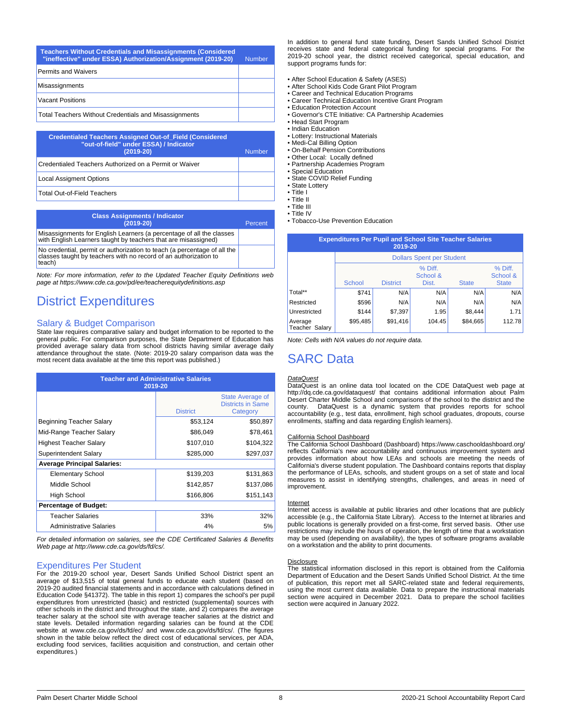| Teachers Without Credentials and Misassignments (Considered "ineffective" under ESSA) Authorization/Assignment (2019-20) | Number |
|---|---|
| Permits and Waivers | |
| Misassignments | |
| Vacant Positions | |
| Total Teachers Without Credentials and Misassignments | |

| Credentialed Teachers Assigned Out-of_Field (Considered "out-of-field" under ESSA) / Indicator (2019-20) | Number |
|---|---|
| Credentialed Teachers Authorized on a Permit or Waiver | |
| Local Assigment Options | |
| Total Out-of-Field Teachers | |

| Class Assignments / Indicator (2019-20) | Percent |
|---|---|
| Misassignments for English Learners (a percentage of all the classes with English Learners taught by teachers that are misassigned) | |
| No credential, permit or authorization to teach (a percentage of all the classes taught by teachers with no record of an authorization to teach) | |

*Note: For more information, refer to the Updated Teacher Equity Definitions web page at https://www.cde.ca.gov/pd/ee/teacherequitydefinitions.asp*

# District Expenditures

## Salary & Budget Comparison

State law requires comparative salary and budget information to be reported to the general public. For comparison purposes, the State Department of Education has provided average salary data from school districts having similar average daily attendance throughout the state. (Note: 2019-20 salary comparison data was the most recent data available at the time this report was published.)

| Teacher and Administrative Salaries 2019-20 | District | State Average of Districts in Same Category |
|---|---|---|
| Beginning Teacher Salary | $53,124 | $50,897 |
| Mid-Range Teacher Salary | $86,049 | $78,461 |
| Highest Teacher Salary | $107,010 | $104,322 |
| Superintendent Salary | $285,000 | $297,037 |
| **Average Principal Salaries:** | | |
| Elementary School | $139,203 | $131,863 |
| Middle School | $142,857 | $137,086 |
| High School | $166,806 | $151,143 |
| **Percentage of Budget:** | | |
| Teacher Salaries | 33% | 32% |
| Administrative Salaries | 4% | 5% |

*For detailed information on salaries, see the CDE Certificated Salaries & Benefits Web page at http://www.cde.ca.gov/ds/fd/cs/.*

## Expenditures Per Student

For the 2019-20 school year, Desert Sands Unified School District spent an average of $13,515 of total general funds to educate each student (based on 2019-20 audited financial statements and in accordance with calculations defined in Education Code §41372). The table in this report 1) compares the school's per pupil expenditures from unrestricted (basic) and restricted (supplemental) sources with other schools in the district and throughout the state, and 2) compares the average teacher salary at the school site with average teacher salaries at the district and state levels. Detailed information regarding salaries can be found at the CDE website at www.cde.ca.gov/ds/fd/ec/ and www.cde.ca.gov/ds/fd/cs/. (The figures shown in the table below reflect the direct cost of educational services, per ADA, excluding food services, facilities acquisition and construction, and certain other expenditures.)

In addition to general fund state funding, Desert Sands Unified School District receives state and federal categorical funding for special programs. For the 2019-20 school year, the district received categorical, special education, and support programs funds for:

- After School Education & Safety (ASES)
- After School Kids Code Grant Pilot Program
- Career and Technical Education Programs
- Career Technical Education Incentive Grant Program
- Education Protection Account
- Governor's CTE Initiative: CA Partnership Academies
- Head Start Program
- Indian Education
- Lottery: Instructional Materials
- Medi-Cal Billing Option
- On-Behalf Pension Contributions
- Other Local: Locally defined
- Partnership Academies Program
- Special Education
- State COVID Relief Funding
- State Lottery
- Title I
- Title II
- Title III
- Title IV
- Tobacco-Use Prevention Education

| Expenditures Per Pupil and School Site Teacher Salaries 2019-20 | Dollars Spent per Student | | | | |
|---|---|---|---|---|---|
| | School | District | % Diff. School & Dist. | State | % Diff. School & State |
| Total** | $741 | N/A | N/A | N/A | N/A |
| Restricted | $596 | N/A | N/A | N/A | N/A |
| Unrestricted | $144 | $7,397 | 1.95 | $8,444 | 1.71 |
| Average Teacher Salary | $95,485 | $91,416 | 104.45 | $84,665 | 112.78 |

*Note: Cells with N/A values do not require data.*

# SARC Data

DataQuest

DataQuest is an online data tool located on the CDE DataQuest web page at http://dq.cde.ca.gov/dataquest/ that contains additional information about Palm Desert Charter Middle School and comparisons of the school to the district and the county. DataQuest is a dynamic system that provides reports for school accountability (e.g., test data, enrollment, high school graduates, dropouts, course enrollments, staffing and data regarding English learners).

California School Dashboard

The California School Dashboard (Dashboard) https://www.caschooldashboard.org/ reflects California's new accountability and continuous improvement system and provides information about how LEAs and schools are meeting the needs of California's diverse student population. The Dashboard contains reports that display the performance of LEAs, schools, and student groups on a set of state and local measures to assist in identifying strengths, challenges, and areas in need of improvement.

Internet

Internet access is available at public libraries and other locations that are publicly accessible (e.g., the California State Library). Access to the Internet at libraries and public locations is generally provided on a first-come, first served basis. Other use restrictions may include the hours of operation, the length of time that a workstation may be used (depending on availability), the types of software programs available on a workstation and the ability to print documents.

Disclosure

The statistical information disclosed in this report is obtained from the California Department of Education and the Desert Sands Unified School District. At the time of publication, this report met all SARC-related state and federal requirements, using the most current data available. Data to prepare the instructional materials section were acquired in December 2021. Data to prepare the school facilities section were acquired in January 2022.